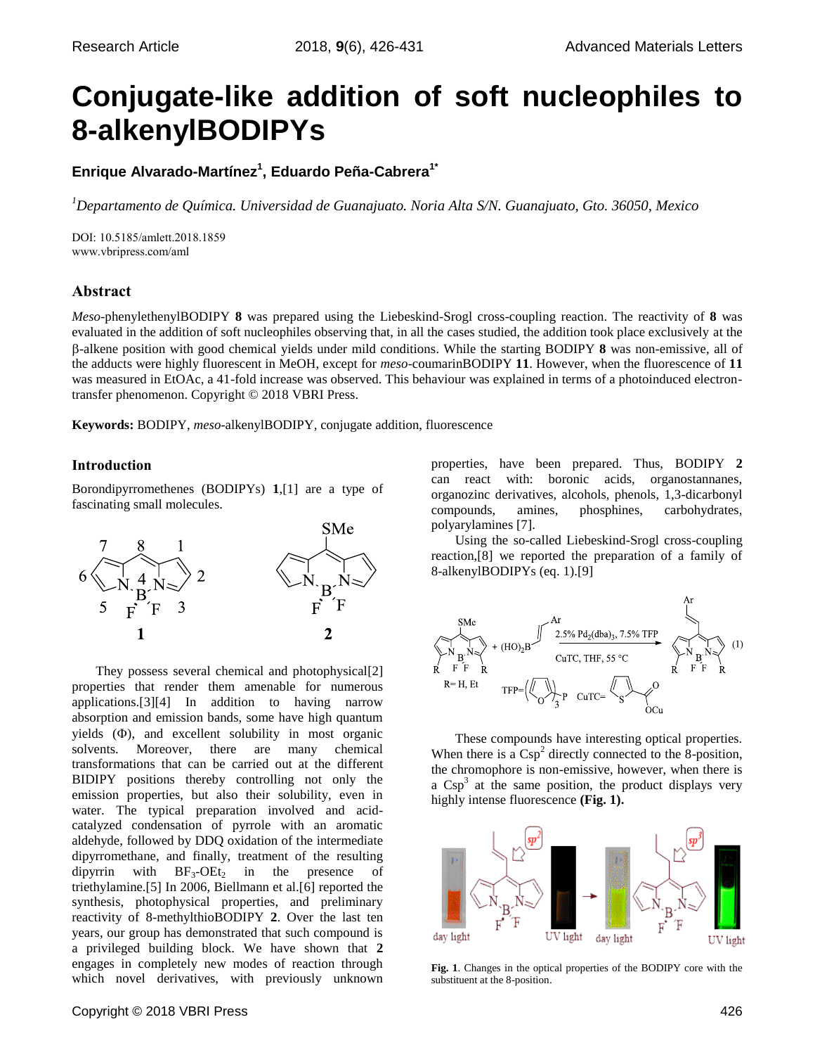# Conjugate-like addition of soft nucleophiles to 8-alkenylBODIPYs

**Enrique Alvarado-Martínez[1], Eduardo Peña-Cabrera[1*]**

[1]*Departamento de Química. Universidad de Guanajuato. Noria Alta S/N. Guanajuato, Gto. 36050, Mexico*

DOI: 10.5185/amlett.2018.1859
www.vbripress.com/aml

## Abstract

*Meso*-phenylethenylBODIPY **8** was prepared using the Liebeskind-Srogl cross-coupling reaction. The reactivity of **8** was evaluated in the addition of soft nucleophiles observing that, in all the cases studied, the addition took place exclusively at the β-alkene position with good chemical yields under mild conditions. While the starting BODIPY **8** was non-emissive, all of the adducts were highly fluorescent in MeOH, except for *meso*-coumarinBODIPY **11**. However, when the fluorescence of **11** was measured in EtOAc, a 41-fold increase was observed. This behaviour was explained in terms of a photoinduced electron-transfer phenomenon. Copyright © 2018 VBRI Press.

**Keywords:** BODIPY, *meso*-alkenylBODIPY, conjugate addition, fluorescence

## Introduction

Borondipyrromethenes (BODIPYs) **1**,[1] are a type of fascinating small molecules.

They possess several chemical and photophysical[2] properties that render them amenable for numerous applications.[3][4] In addition to having narrow absorption and emission bands, some have high quantum yields (Φ), and excellent solubility in most organic solvents. Moreover, there are many chemical transformations that can be carried out at the different BIDIPY positions thereby controlling not only the emission properties, but also their solubility, even in water. The typical preparation involved and acid-catalyzed condensation of pyrrole with an aromatic aldehyde, followed by DDQ oxidation of the intermediate dipyrromethane, and finally, treatment of the resulting dipyrrin with $BF_3$-$OEt_2$ in the presence of triethylamine.[5] In 2006, Biellmann et al.[6] reported the synthesis, photophysical properties, and preliminary reactivity of 8-methylthioBODIPY **2**. Over the last ten years, our group has demonstrated that such compound is a privileged building block. We have shown that **2** engages in completely new modes of reaction through which novel derivatives, with previously unknown properties, have been prepared. Thus, BODIPY **2** can react with: boronic acids, organostannanes, organozinc derivatives, alcohols, phenols, 1,3-dicarbonyl compounds, amines, phosphines, carbohydrates, polyarylamines [7].

Using the so-called Liebeskind-Srogl cross-coupling reaction,[8] we reported the preparation of a family of 8-alkenylBODIPYs (eq. 1).[9]

(1) 2.5% $Pd_2(dba)_3$, 7.5% TFP, CuTC, THF, 55 °C; R= H, Et

These compounds have interesting optical properties. When there is a Csp$^2$ directly connected to the 8-position, the chromophore is non-emissive, however, when there is a Csp$^3$ at the same position, the product displays very highly intense fluorescence **(Fig. 1).**

**Fig. 1**. Changes in the optical properties of the BODIPY core with the substituent at the 8-position.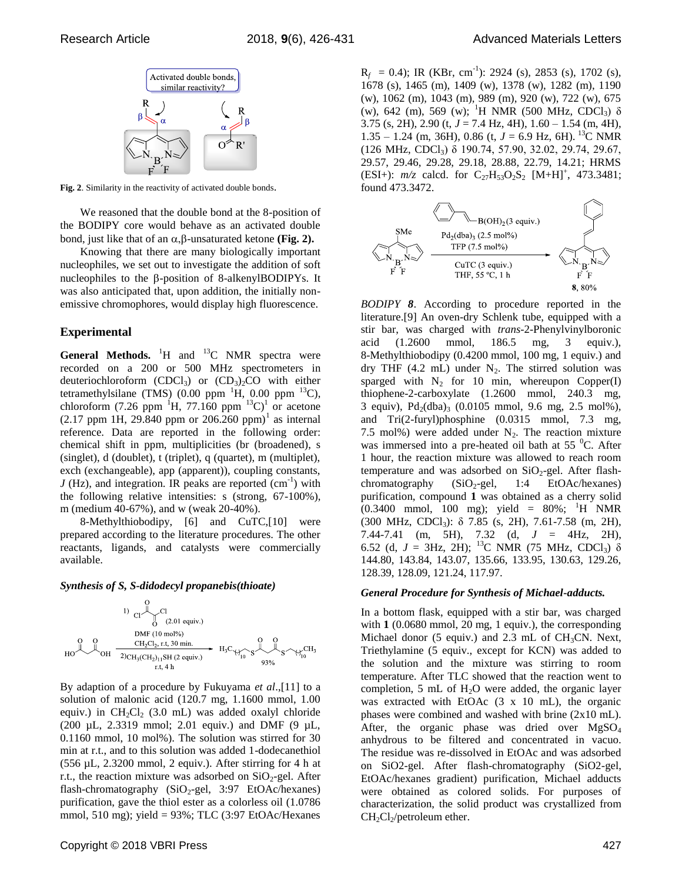**Fig. 2**. Similarity in the reactivity of activated double bonds.

We reasoned that the double bond at the 8-position of the BODIPY core would behave as an activated double bond, just like that of an α,β-unsaturated ketone **(Fig. 2).**

Knowing that there are many biologically important nucleophiles, we set out to investigate the addition of soft nucleophiles to the β-position of 8-alkenylBODIPYs. It was also anticipated that, upon addition, the initially non-emissive chromophores, would display high fluorescence.

## Experimental

**General Methods.** $^1$H and $^{13}$C NMR spectra were recorded on a 200 or 500 MHz spectrometers in deuteriochloroform ($CDCl_3$) or $(CD_3)_2CO$ with either tetramethylsilane (TMS) (0.00 ppm $^1$H, 0.00 ppm $^{13}$C), chloroform (7.26 ppm $^1$H, 77.160 ppm $^{13}$C)[1] or acetone (2.17 ppm 1H, 29.840 ppm or 206.260 ppm)[1] as internal reference. Data are reported in the following order: chemical shift in ppm, multiplicities (br (broadened), s (singlet), d (doublet), t (triplet), q (quartet), m (multiplet), exch (exchangeable), app (apparent)), coupling constants, $J$ (Hz), and integration. IR peaks are reported (cm$^{-1}$) with the following relative intensities: s (strong, 67-100%), m (medium 40-67%), and w (weak 20-40%).

8-Methylthiobodipy, [6] and CuTC,[10] were prepared according to the literature procedures. The other reactants, ligands, and catalysts were commercially available.

### *Synthesis of S, S-didodecyl propanebis(thioate)*

By adaption of a procedure by Fukuyama *et al*.,[11] to a solution of malonic acid (120.7 mg, 1.1600 mmol, 1.00 equiv.) in $CH_2Cl_2$ (3.0 mL) was added oxalyl chloride (200 µL, 2.3319 mmol; 2.01 equiv.) and DMF (9 µL, 0.1160 mmol, 10 mol%). The solution was stirred for 30 min at r.t., and to this solution was added 1-dodecanethiol (556 µL, 2.3200 mmol, 2 equiv.). After stirring for 4 h at r.t., the reaction mixture was adsorbed on $SiO_2$-gel. After flash-chromatography ($SiO_2$-gel, 3:97 EtOAc/hexanes) purification, gave the thiol ester as a colorless oil (1.0786 mmol, 510 mg); yield = 93%; TLC (3:97 EtOAc/Hexanes $R_f$ = 0.4); IR (KBr, cm$^{-1}$): 2924 (s), 2853 (s), 1702 (s), 1678 (s), 1465 (m), 1409 (w), 1378 (w), 1282 (m), 1190 (w), 1062 (m), 1043 (m), 989 (m), 920 (w), 722 (w), 675 (w), 642 (m), 569 (w); $^1$H NMR (500 MHz, $CDCl_3$) δ 3.75 (s, 2H), 2.90 (t, $J$ = 7.4 Hz, 4H), 1.60 – 1.54 (m, 4H), 1.35 – 1.24 (m, 36H), 0.86 (t, $J$ = 6.9 Hz, 6H). $^{13}$C NMR (126 MHz, $CDCl_3$) δ 190.74, 57.90, 32.02, 29.74, 29.67, 29.57, 29.46, 29.28, 29.18, 28.88, 22.79, 14.21; HRMS (ESI+): $m/z$ calcd. for $C_{27}H_{53}O_2S_2$ $[M+H]^+$, 473.3481; found 473.3472.

*BODIPY **8***. According to procedure reported in the literature.[9] An oven-dry Schlenk tube, equipped with a stir bar, was charged with *trans*-2-Phenylvinylboronic acid (1.2600 mmol, 186.5 mg, 3 equiv.), 8-Methylthiobodipy (0.4200 mmol, 100 mg, 1 equiv.) and dry THF (4.2 mL) under $N_2$. The stirred solution was sparged with $N_2$ for 10 min, whereupon Copper(I) thiophene-2-carboxylate (1.2600 mmol, 240.3 mg, 3 equiv), $Pd_2(dba)_3$ (0.0105 mmol, 9.6 mg, 2.5 mol%), and Tri(2-furyl)phosphine (0.0315 mmol, 7.3 mg, 7.5 mol%) were added under $N_2$. The reaction mixture was immersed into a pre-heated oil bath at 55 $^0$C. After 1 hour, the reaction mixture was allowed to reach room temperature and was adsorbed on $SiO_2$-gel. After flash-chromatography ($SiO_2$-gel, 1:4 EtOAc/hexanes) purification, compound **1** was obtained as a cherry solid (0.3400 mmol, 100 mg); yield = 80%; $^1$H NMR (300 MHz, $CDCl_3$): δ 7.85 (s, 2H), 7.61-7.58 (m, 2H), 7.44-7.41 (m, 5H), 7.32 (d, $J$ = 4Hz, 2H), 6.52 (d, $J$ = 3Hz, 2H); $^{13}$C NMR (75 MHz, $CDCl_3$) δ 144.80, 143.84, 143.07, 135.66, 133.95, 130.63, 129.26, 128.39, 128.09, 121.24, 117.97.

### *General Procedure for Synthesis of Michael-adducts.*

In a bottom flask, equipped with a stir bar, was charged with **1** (0.0680 mmol, 20 mg, 1 equiv.), the corresponding Michael donor (5 equiv.) and 2.3 mL of $CH_3CN$. Next, Triethylamine (5 equiv., except for KCN) was added to the solution and the mixture was stirring to room temperature. After TLC showed that the reaction went to completion, 5 mL of $H_2O$ were added, the organic layer was extracted with EtOAc (3 x 10 mL), the organic phases were combined and washed with brine (2x10 mL). After, the organic phase was dried over $MgSO_4$ anhydrous to be filtered and concentrated in vacuo. The residue was re-dissolved in EtOAc and was adsorbed on SiO2-gel. After flash-chromatography (SiO2-gel, EtOAc/hexanes gradient) purification, Michael adducts were obtained as colored solids. For purposes of characterization, the solid product was crystallized from $CH_2Cl_2$/petroleum ether.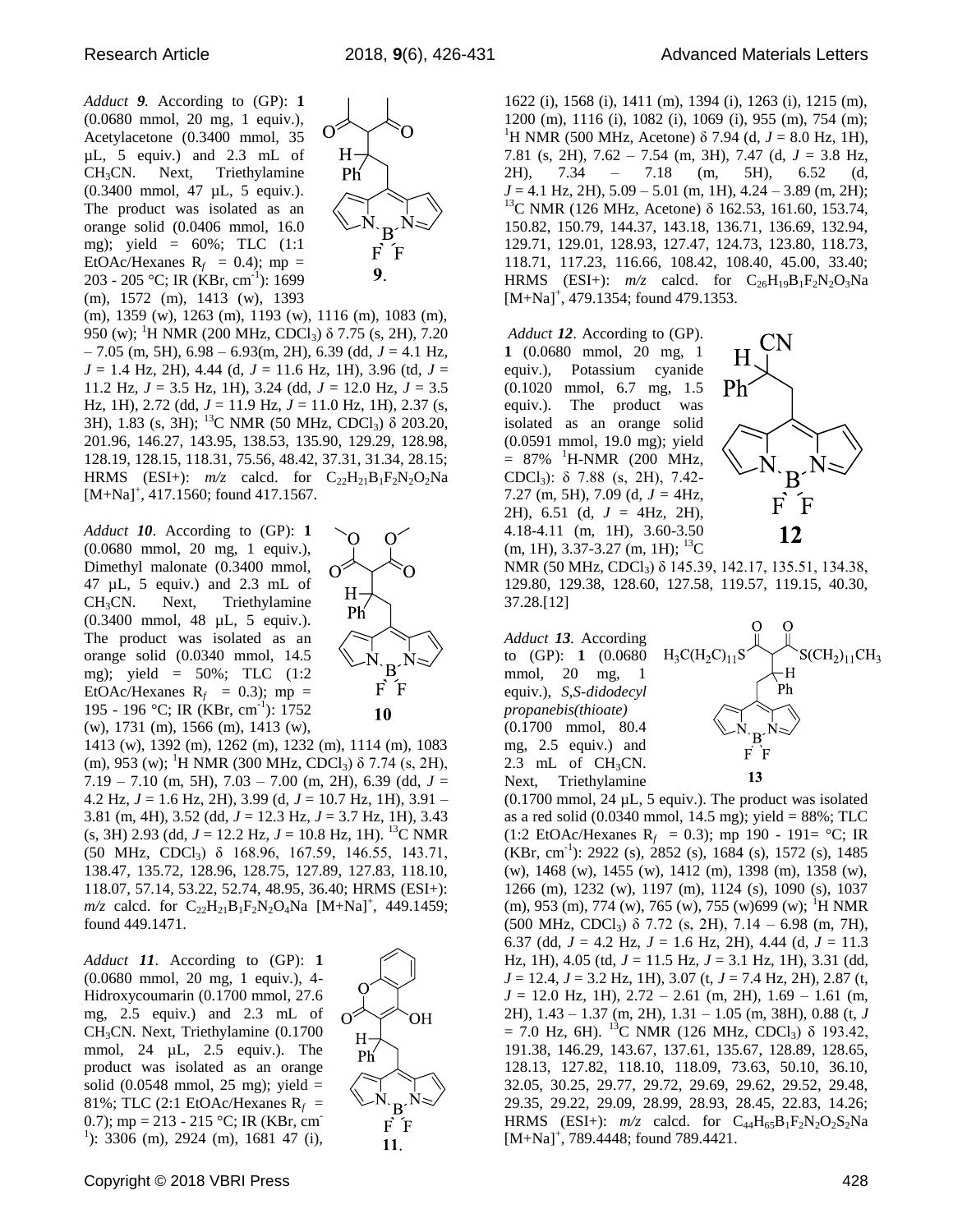*Adduct **9***. According to (GP): **1** (0.0680 mmol, 20 mg, 1 equiv.), Acetylacetone (0.3400 mmol, 35 µL, 5 equiv) and 2.3 mL of $CH_3CN$. Next, Triethylamine (0.3400 mmol, 47 µL, 5 equiv.). The product was isolated as an orange solid (0.0406 mmol, 16.0 mg); yield = 60%; TLC (1:1 EtOAc/Hexanes $R_f$ = 0.4); mp = 203 - 205 °C; IR (KBr, $cm^{-1}$): 1699 (m), 1572 (m), 1413 (w), 1393 (m), 1359 (w), 1263 (m), 1193 (w), 1116 (m), 1083 (m), 950 (w); $^1$H NMR (200 MHz, $CDCl_3$) δ 7.75 (s, 2H), 7.20 – 7.05 (m, 5H), 6.98 – 6.93(m, 2H), 6.39 (dd, *J* = 4.1 Hz, *J* = 1.4 Hz, 2H), 4.44 (d, *J* = 11.6 Hz, 1H), 3.96 (td, *J* = 11.2 Hz, *J* = 3.5 Hz, 1H), 3.24 (dd, *J* = 12.0 Hz, *J* = 3.5 Hz, 1H), 2.72 (dd, *J* = 11.9 Hz, *J* = 11.0 Hz, 1H), 2.37 (s, 3H), 1.83 (s, 3H); $^{13}$C NMR (50 MHz, $CDCl_3$) δ 203.20, 201.96, 146.27, 143.95, 138.53, 135.90, 129.29, 128.98, 128.19, 128.15, 118.31, 75.56, 48.42, 37.31, 31.34, 28.15; HRMS (ESI+): *m/z* calcd. for $C_{22}H_{21}B_1F_2N_2O_2Na$ $[M+Na]^+$, 417.1560; found 417.1567.

*Adduct **10***. According to (GP): **1** (0.0680 mmol, 20 mg, 1 equiv.), Dimethyl malonate (0.3400 mmol, 47 µL, 5 equiv.) and 2.3 mL of $CH_3CN$. Next, Triethylamine (0.3400 mmol, 48 µL, 5 equiv.). The product was isolated as an orange solid (0.0340 mmol, 14.5 mg); yield = 50%; TLC (1:2 EtOAc/Hexanes $R_f$ = 0.3); mp = 195 - 196 °C; IR (KBr, $cm^{-1}$): 1752 (w), 1731 (m), 1566 (m), 1413 (w), 1413 (w), 1392 (m), 1262 (m), 1232 (m), 1114 (m), 1083 (m), 953 (w); $^1$H NMR (300 MHz, $CDCl_3$) δ 7.74 (s, 2H), 7.19 – 7.10 (m, 5H), 7.03 – 7.00 (m, 2H), 6.39 (dd, *J* = 4.2 Hz, *J* = 1.6 Hz, 2H), 3.99 (d, *J* = 10.7 Hz, 1H), 3.91 – 3.81 (m, 4H), 3.52 (dd, *J* = 12.3 Hz, *J* = 3.7 Hz, 1H), 3.43 (s, 3H) 2.93 (dd, *J* = 12.2 Hz, *J* = 10.8 Hz, 1H). $^{13}$C NMR (50 MHz, $CDCl_3$) δ 168.96, 167.59, 146.55, 143.71, 138.47, 135.72, 128.96, 128.75, 127.89, 127.83, 118.10, 118.07, 57.14, 53.22, 52.74, 48.95, 36.40; HRMS (ESI+): *m/z* calcd. for $C_{22}H_{21}B_1F_2N_2O_4Na$ $[M+Na]^+$, 449.1459; found 449.1471.

*Adduct **11***. According to (GP): **1** (0.0680 mmol, 20 mg, 1 equiv.), 4-Hidroxycoumarin (0.1700 mmol, 27.6 mg, 2.5 equiv) and 2.3 mL of $CH_3CN$. Next, Triethylamine (0.1700 mmol, 24 µL, 2.5 equiv.). The product was isolated as an orange solid (0.0548 mmol, 25 mg); yield = 81%; TLC (2:1 EtOAc/Hexanes $R_f$ = 0.7); mp = 213 - 215 °C; IR (KBr, $cm^{-1}$): 3306 (m), 2924 (m), 1681 47 (i), 1622 (i), 1568 (i), 1411 (m), 1394 (i), 1263 (i), 1215 (m), 1200 (m), 1116 (i), 1082 (i), 1069 (i), 955 (m), 754 (m); $^1$H NMR (500 MHz, Acetone) δ 7.94 (d, *J* = 8.0 Hz, 1H), 7.81 (s, 2H), 7.62 – 7.54 (m, 3H), 7.47 (d, *J* = 3.8 Hz, 2H), 7.34 – 7.18 (m, 5H), 6.52 (d, *J* = 4.1 Hz, 2H), 5.09 – 5.01 (m, 1H), 4.24 – 3.89 (m, 2H); $^{13}$C NMR (126 MHz, Acetone) δ 162.53, 161.60, 153.74, 150.82, 150.79, 144.37, 143.18, 136.71, 136.69, 132.94, 129.71, 129.01, 128.93, 127.47, 124.73, 123.80, 118.73, 118.71, 117.23, 116.66, 108.42, 108.40, 45.00, 33.40; HRMS (ESI+): *m/z* calcd. for $C_{26}H_{19}B_1F_2N_2O_3Na$ $[M+Na]^+$, 479.1354; found 479.1353.

*Adduct **12***. According to (GP). **1** (0.0680 mmol, 20 mg, 1 equiv.), Potassium cyanide (0.1020 mmol, 6.7 mg, 1.5 equiv.). The product was isolated as an orange solid (0.0591 mmol, 19.0 mg); yield = 87% $^1$H-NMR (200 MHz, $CDCl_3$): δ 7.88 (s, 2H), 7.42-7.27 (m, 5H), 7.09 (d, *J* = 4Hz, 2H), 6.51 (d, *J* = 4Hz, 2H), 4.18-4.11 (m, 1H), 3.60-3.50 (m, 1H), 3.37-3.27 (m, 1H); $^{13}$C NMR (50 MHz, $CDCl_3$) δ 145.39, 142.17, 135.51, 134.38, 129.80, 129.38, 128.60, 127.58, 119.57, 119.15, 40.30, 37.28.[12]

*Adduct **13***. According to (GP): **1** (0.0680 mmol, 20 mg, 1 equiv.), *S,S-didodecyl propanebis(thioate)* (0.1700 mmol, 80.4 mg, 2.5 equiv.) and 2.3 mL of $CH_3CN$. Next, Triethylamine (0.1700 mmol, 24 µL, 5 equiv.). The product was isolated as a red solid (0.0340 mmol, 14.5 mg); yield = 88%; TLC (1:2 EtOAc/Hexanes $R_f$ = 0.3); mp 190 - 191= °C; IR (KBr, $cm^{-1}$): 2922 (s), 2852 (s), 1684 (s), 1572 (s), 1485 (w), 1468 (w), 1455 (w), 1412 (m), 1398 (m), 1358 (w), 1266 (m), 1232 (w), 1197 (m), 1124 (s), 1090 (s), 1037 (m), 953 (m), 774 (w), 765 (w), 755 (w)699 (w); $^1$H NMR (500 MHz, $CDCl_3$) δ 7.72 (s, 2H), 7.14 – 6.98 (m, 7H), 6.37 (dd, *J* = 4.2 Hz, *J* = 1.6 Hz, 2H), 4.44 (d, *J* = 11.3 Hz, 1H), 4.05 (td, *J* = 11.5 Hz, *J* = 3.1 Hz, 1H), 3.31 (dd, *J* = 12.4, *J* = 3.2 Hz, 1H), 3.07 (t, *J* = 7.4 Hz, 2H), 2.87 (t, *J* = 12.0 Hz, 1H), 2.72 – 2.61 (m, 2H), 1.69 – 1.61 (m, 2H), 1.43 – 1.37 (m, 2H), 1.31 – 1.05 (m, 38H), 0.88 (t, *J* = 7.0 Hz, 6H). $^{13}$C NMR (126 MHz, $CDCl_3$) δ 193.42, 191.38, 146.29, 143.67, 137.61, 135.67, 128.89, 128.65, 128.13, 127.82, 118.10, 118.09, 73.63, 50.10, 36.10, 32.05, 30.25, 29.77, 29.72, 29.69, 29.62, 29.52, 29.48, 29.35, 29.22, 29.09, 28.99, 28.93, 28.45, 22.83, 14.26; HRMS (ESI+): *m/z* calcd. for $C_{44}H_{65}B_1F_2N_2O_2S_2Na$ $[M+Na]^+$, 789.4448; found 789.4421.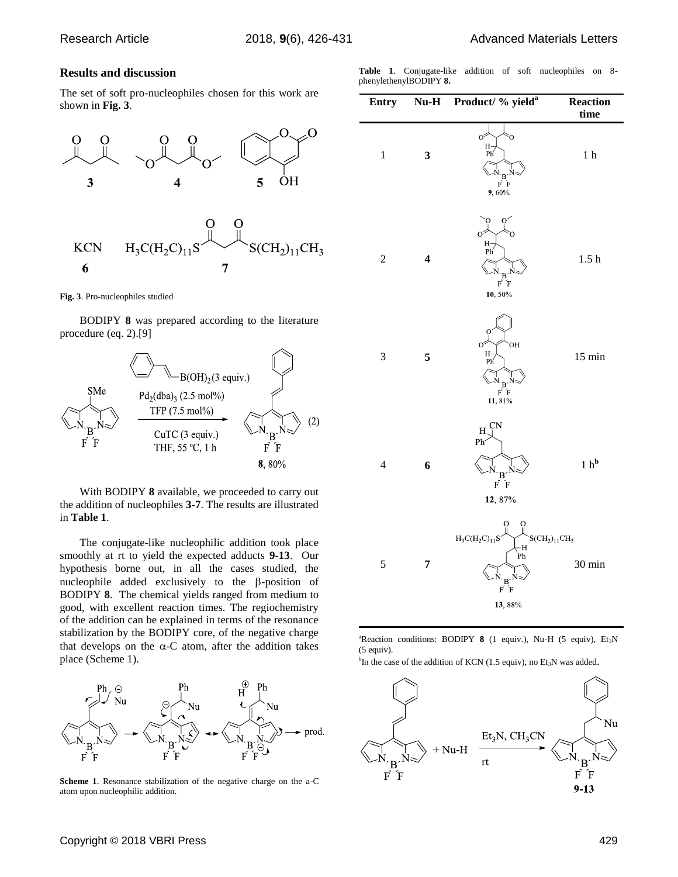## Results and discussion

The set of soft pro-nucleophiles chosen for this work are shown in **Fig. 3**.

**Fig. 3**. Pro-nucleophiles studied

BODIPY **8** was prepared according to the literature procedure (eq. 2).[9]

With BODIPY **8** available, we proceeded to carry out the addition of nucleophiles **3-7**. The results are illustrated in **Table 1**.

The conjugate-like nucleophilic addition took place smoothly at rt to yield the expected adducts **9-13**. Our hypothesis borne out, in all the cases studied, the nucleophile added exclusively to the β-position of BODIPY **8**. The chemical yields ranged from medium to good, with excellent reaction times. The regiochemistry of the addition can be explained in terms of the resonance stabilization by the BODIPY core, of the negative charge that develops on the α-C atom, after the addition takes place (Scheme 1).

**Scheme 1**. Resonance stabilization of the negative charge on the a-C atom upon nucleophilic addition.

**Table 1**. Conjugate-like addition of soft nucleophiles on 8-phenylethenylBODIPY **8.**

| Entry | Nu-H | Product/ % yield[a] | Reaction time |
|---|---|---|---|
| 1 | **3** | **9**, 60%. | 1 h |
| 2 | **4** | **10**, 50% | 1.5 h |
| 3 | **5** | **11**, 81% | 15 min |
| 4 | **6** | **12**, 87% | 1 h[b] |
| 5 | **7** | **13**, 88% | 30 min |

[a]Reaction conditions: BODIPY **8** (1 equiv.), Nu-H (5 equiv), $Et_3N$ (5 equiv).

[b]In the case of the addition of KCN (1.5 equiv), no $Et_3N$ was added.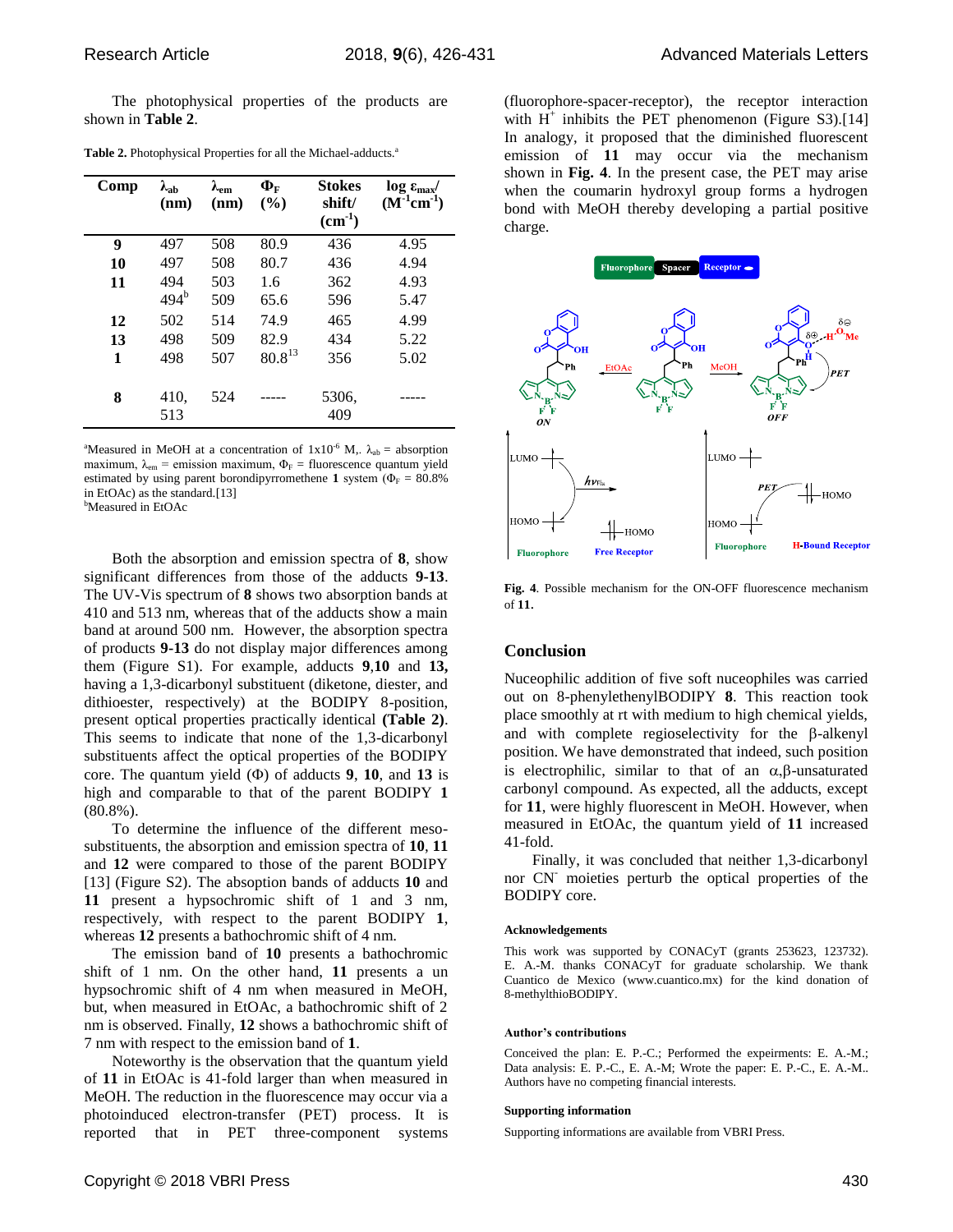The photophysical properties of the products are shown in **Table 2**.

**Table 2.** Photophysical Properties for all the Michael-adducts.[a]

| Comp | $\lambda_{ab}$ (nm) | $\lambda_{em}$ (nm) | $\Phi_F$ (%) | Stokes shift/ ($cm^{-1}$) | log $\varepsilon_{max}$/ ($M^{-1}cm^{-1}$) |
|---|---|---|---|---|---|
| **9** | 497 | 508 | 80.9 | 436 | 4.95 |
| **10** | 497 | 508 | 80.7 | 436 | 4.94 |
| **11** | 494 | 503 | 1.6 | 362 | 4.93 |
| | 494[b] | 509 | 65.6 | 596 | 5.47 |
| **12** | 502 | 514 | 74.9 | 465 | 4.99 |
| **13** | 498 | 509 | 82.9 | 434 | 5.22 |
| **1** | 498 | 507 | 80.8[13] | 356 | 5.02 |
| **8** | 410, 513 | 524 | ----- | 5306, 409 | ----- |

[a]Measured in MeOH at a concentration of $1x10^{-6}$ M,. $\lambda_{ab}$ = absorption maximum, $\lambda_{em}$ = emission maximum, $\Phi_F$ = fluorescence quantum yield estimated by using parent borondipyrromethene **1** system ($\Phi_F$ = 80.8% in EtOAc) as the standard.[13]
[b]Measured in EtOAc

Both the absorption and emission spectra of **8**, show significant differences from those of the adducts **9-13**. The UV-Vis spectrum of **8** shows two absorption bands at 410 and 513 nm, whereas that of the adducts show a main band at around 500 nm. However, the absorption spectra of products **9-13** do not display major differences among them (Figure S1). For example, adducts **9**,**10** and **13,** having a 1,3-dicarbonyl substituent (diketone, diester, and dithioester, respectively) at the BODIPY 8-position, present optical properties practically identical **(Table 2)**. This seems to indicate that none of the 1,3-dicarbonyl substituents affect the optical properties of the BODIPY core. The quantum yield ($\Phi$) of adducts **9**, **10**, and **13** is high and comparable to that of the parent BODIPY **1** (80.8%).

To determine the influence of the different meso-substituents, the absorption and emission spectra of **10**, **11** and **12** were compared to those of the parent BODIPY [13] (Figure S2). The absoption bands of adducts **10** and **11** present a hypsochromic shift of 1 and 3 nm, respectively, with respect to the parent BODIPY **1**, whereas **12** presents a bathochromic shift of 4 nm.

The emission band of **10** presents a bathochromic shift of 1 nm. On the other hand, **11** presents a un hypsochromic shift of 4 nm when measured in MeOH, but, when measured in EtOAc, a bathochromic shift of 2 nm is observed. Finally, **12** shows a bathochromic shift of 7 nm with respect to the emission band of **1**.

Noteworthy is the observation that the quantum yield of **11** in EtOAc is 41-fold larger than when measured in MeOH. The reduction in the fluorescence may occur via a photoinduced electron-transfer (PET) process. It is reported that in PET three-component systems (fluorophore-spacer-receptor), the receptor interaction with $H^+$ inhibits the PET phenomenon (Figure S3).[14] In analogy, it proposed that the diminished fluorescent emission of **11** may occur via the mechanism shown in **Fig. 4**. In the present case, the PET may arise when the coumarin hydroxyl group forms a hydrogen bond with MeOH thereby developing a partial positive charge.

**Fig. 4**. Possible mechanism for the ON-OFF fluorescence mechanism of **11.**

## Conclusion

Nuceophilic addition of five soft nuceophiles was carried out on 8-phenylethenylBODIPY **8**. This reaction took place smoothly at rt with medium to high chemical yields, and with complete regioselectivity for the β-alkenyl position. We have demonstrated that indeed, such position is electrophilic, similar to that of an α,β-unsaturated carbonyl compound. As expected, all the adducts, except for **11**, were highly fluorescent in MeOH. However, when measured in EtOAc, the quantum yield of **11** increased 41-fold.

Finally, it was concluded that neither 1,3-dicarbonyl nor $CN^-$ moieties perturb the optical properties of the BODIPY core.

### Acknowledgements

This work was supported by CONACyT (grants 253623, 123732). E. A.-M. thanks CONACyT for graduate scholarship. We thank Cuantico de Mexico (www.cuantico.mx) for the kind donation of 8-methylthioBODIPY.

### Author's contributions

Conceived the plan: E. P.-C.; Performed the expeirments: E. A.-M.; Data analysis: E. P.-C., E. A.-M; Wrote the paper: E. P.-C., E. A.-M.. Authors have no competing financial interests.

### Supporting information

Supporting informations are available from VBRI Press.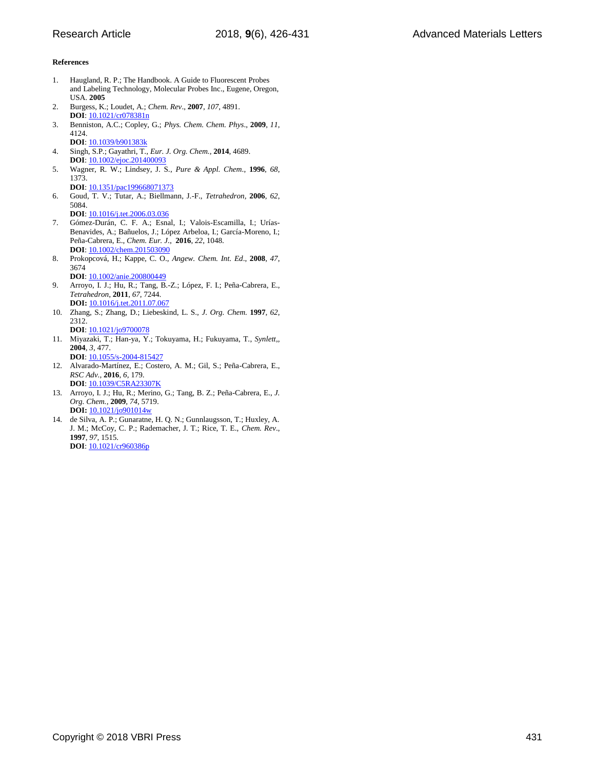**References**

1. Haugland, R. P.; The Handbook. A Guide to Fluorescent Probes and Labeling Technology, Molecular Probes Inc., Eugene, Oregon, USA. **2005**
2. Burgess, K.; Loudet, A.; *Chem. Rev*., **2007**, *107*, 4891.
   **DOI**: 10.1021/cr078381n
3. Benniston, A.C.; Copley, G.; *Phys. Chem. Chem. Phys*., **2009**, *11*, 4124.
   **DOI**: 10.1039/b901383k
4. Singh, S.P.; Gayathri, T., *Eur. J. Org. Chem.*, **2014**, 4689.
   **DOI**: 10.1002/ejoc.201400093
5. Wagner, R. W.; Lindsey, J. S., *Pure & Appl. Chem*., **1996**, *68*, 1373.
   **DOI**: 10.1351/pac199668071373
6. Goud, T. V.; Tutar, A.; Biellmann, J.-F., *Tetrahedron*, **2006**, *62*, 5084.
   **DOI**: 10.1016/j.tet.2006.03.036
7. Gómez-Durán, C. F. A.; Esnal, I.; Valois-Escamilla, I.; Urías-Benavides, A.; Bañuelos, J.; López Arbeloa, I.; García-Moreno, I.; Peña-Cabrera, E., *Chem. Eur. J.*, **2016**, *22*, 1048.
   **DOI**: 10.1002/chem.201503090
8. Prokopcová, H.; Kappe, C. O., *Angew. Chem. Int. Ed*., **2008**, *47*, 3674
   **DOI**: 10.1002/anie.200800449
9. Arroyo, I. J.; Hu, R.; Tang, B.-Z.; López, F. I.; Peña-Cabrera, E., *Tetrahedron*, **2011**, *67*, 7244.
   **DOI:** 10.1016/j.tet.2011.07.067
10. Zhang, S.; Zhang, D.; Liebeskind, L. S., *J. Org. Chem.* **1997**, *62*, 2312.
    **DOI**: 10.1021/jo9700078
11. Miyazaki, T.; Han-ya, Y.; Tokuyama, H.; Fukuyama, T., *Synlett*,, **2004**, *3*, 477.
    **DOI**: 10.1055/s-2004-815427
12. Alvarado-Martínez, E.; Costero, A. M.; Gil, S.; Peña-Cabrera, E., *RSC Adv.*, **2016**, *6*, 179.
    **DOI**: 10.1039/C5RA23307K
13. Arroyo, I. J.; Hu, R.; Merino, G.; Tang, B. Z.; Peña-Cabrera, E., *J. Org. Chem.*, **2009**, *74*, 5719.
    **DOI:** 10.1021/jo901014w
14. de Silva, A. P.; Gunaratne, H. Q. N.; Gunnlaugsson, T.; Huxley, A. J. M.; McCoy, C. P.; Rademacher, J. T.; Rice, T. E., *Chem. Rev*., **1997**, *97*, 1515.
    **DOI**: 10.1021/cr960386p